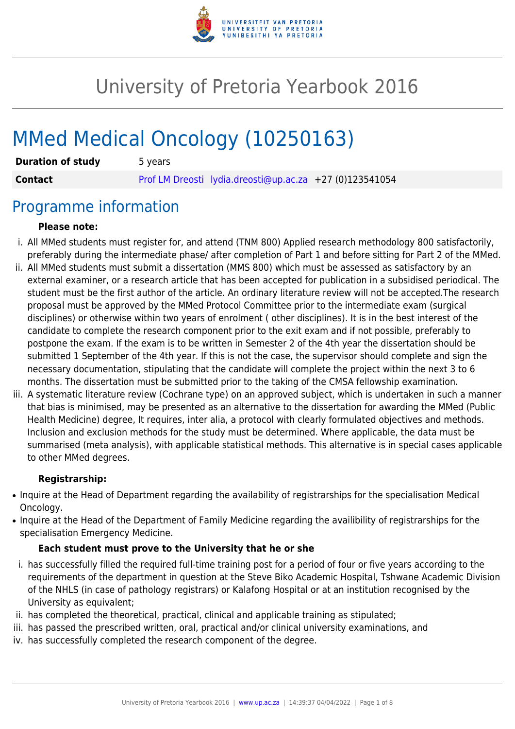# University of Pretoria Yearbook 2016

# MMed Medical Oncology (10250163)

| | |
|---|---|
| **Duration of study** | 5 years |
| **Contact** | Prof LM Dreosti lydia.dreosti@up.ac.za +27 (0)123541054 |

## Programme information

**Please note:**

i. All MMed students must register for, and attend (TNM 800) Applied research methodology 800 satisfactorily, preferably during the intermediate phase/ after completion of Part 1 and before sitting for Part 2 of the MMed.

ii. All MMed students must submit a dissertation (MMS 800) which must be assessed as satisfactory by an external examiner, or a research article that has been accepted for publication in a subsidised periodical. The student must be the first author of the article. An ordinary literature review will not be accepted.The research proposal must be approved by the MMed Protocol Committee prior to the intermediate exam (surgical disciplines) or otherwise within two years of enrolment ( other disciplines). It is in the best interest of the candidate to complete the research component prior to the exit exam and if not possible, preferably to postpone the exam. If the exam is to be written in Semester 2 of the 4th year the dissertation should be submitted 1 September of the 4th year. If this is not the case, the supervisor should complete and sign the necessary documentation, stipulating that the candidate will complete the project within the next 3 to 6 months. The dissertation must be submitted prior to the taking of the CMSA fellowship examination.

iii. A systematic literature review (Cochrane type) on an approved subject, which is undertaken in such a manner that bias is minimised, may be presented as an alternative to the dissertation for awarding the MMed (Public Health Medicine) degree, It requires, inter alia, a protocol with clearly formulated objectives and methods. Inclusion and exclusion methods for the study must be determined. Where applicable, the data must be summarised (meta analysis), with applicable statistical methods. This alternative is in special cases applicable to other MMed degrees.

**Registrarship:**

- Inquire at the Head of Department regarding the availability of registrarships for the specialisation Medical Oncology.
- Inquire at the Head of the Department of Family Medicine regarding the availibility of registrarships for the specialisation Emergency Medicine.

**Each student must prove to the University that he or she**

i. has successfully filled the required full-time training post for a period of four or five years according to the requirements of the department in question at the Steve Biko Academic Hospital, Tshwane Academic Division of the NHLS (in case of pathology registrars) or Kalafong Hospital or at an institution recognised by the University as equivalent;

ii. has completed the theoretical, practical, clinical and applicable training as stipulated;

iii. has passed the prescribed written, oral, practical and/or clinical university examinations, and

iv. has successfully completed the research component of the degree.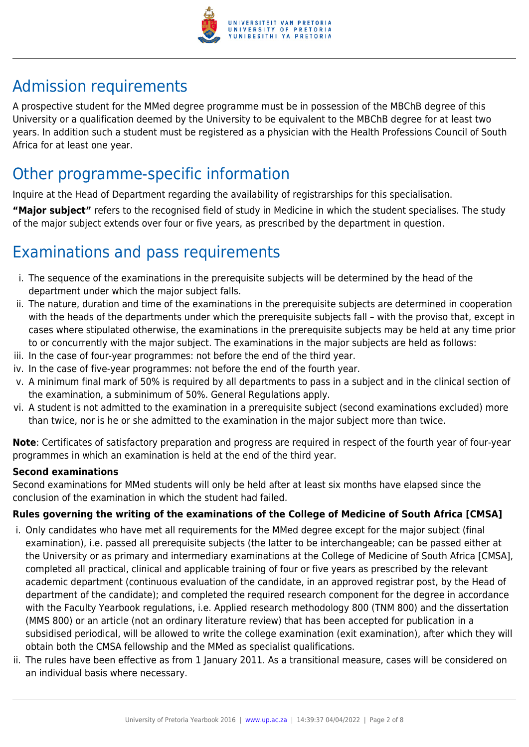## Admission requirements

A prospective student for the MMed degree programme must be in possession of the MBChB degree of this University or a qualification deemed by the University to be equivalent to the MBChB degree for at least two years. In addition such a student must be registered as a physician with the Health Professions Council of South Africa for at least one year.

## Other programme-specific information

Inquire at the Head of Department regarding the availability of registrarships for this specialisation.

**"Major subject"** refers to the recognised field of study in Medicine in which the student specialises. The study of the major subject extends over four or five years, as prescribed by the department in question.

## Examinations and pass requirements

i. The sequence of the examinations in the prerequisite subjects will be determined by the head of the department under which the major subject falls.
ii. The nature, duration and time of the examinations in the prerequisite subjects are determined in cooperation with the heads of the departments under which the prerequisite subjects fall – with the proviso that, except in cases where stipulated otherwise, the examinations in the prerequisite subjects may be held at any time prior to or concurrently with the major subject. The examinations in the major subjects are held as follows:
iii. In the case of four-year programmes: not before the end of the third year.
iv. In the case of five-year programmes: not before the end of the fourth year.
v. A minimum final mark of 50% is required by all departments to pass in a subject and in the clinical section of the examination, a subminimum of 50%. General Regulations apply.
vi. A student is not admitted to the examination in a prerequisite subject (second examinations excluded) more than twice, nor is he or she admitted to the examination in the major subject more than twice.

**Note**: Certificates of satisfactory preparation and progress are required in respect of the fourth year of four-year programmes in which an examination is held at the end of the third year.

**Second examinations**
Second examinations for MMed students will only be held after at least six months have elapsed since the conclusion of the examination in which the student had failed.

**Rules governing the writing of the examinations of the College of Medicine of South Africa [CMSA]**

i. Only candidates who have met all requirements for the MMed degree except for the major subject (final examination), i.e. passed all prerequisite subjects (the latter to be interchangeable; can be passed either at the University or as primary and intermediary examinations at the College of Medicine of South Africa [CMSA], completed all practical, clinical and applicable training of four or five years as prescribed by the relevant academic department (continuous evaluation of the candidate, in an approved registrar post, by the Head of department of the candidate); and completed the required research component for the degree in accordance with the Faculty Yearbook regulations, i.e. Applied research methodology 800 (TNM 800) and the dissertation (MMS 800) or an article (not an ordinary literature review) that has been accepted for publication in a subsidised periodical, will be allowed to write the college examination (exit examination), after which they will obtain both the CMSA fellowship and the MMed as specialist qualifications.
ii. The rules have been effective as from 1 January 2011. As a transitional measure, cases will be considered on an individual basis where necessary.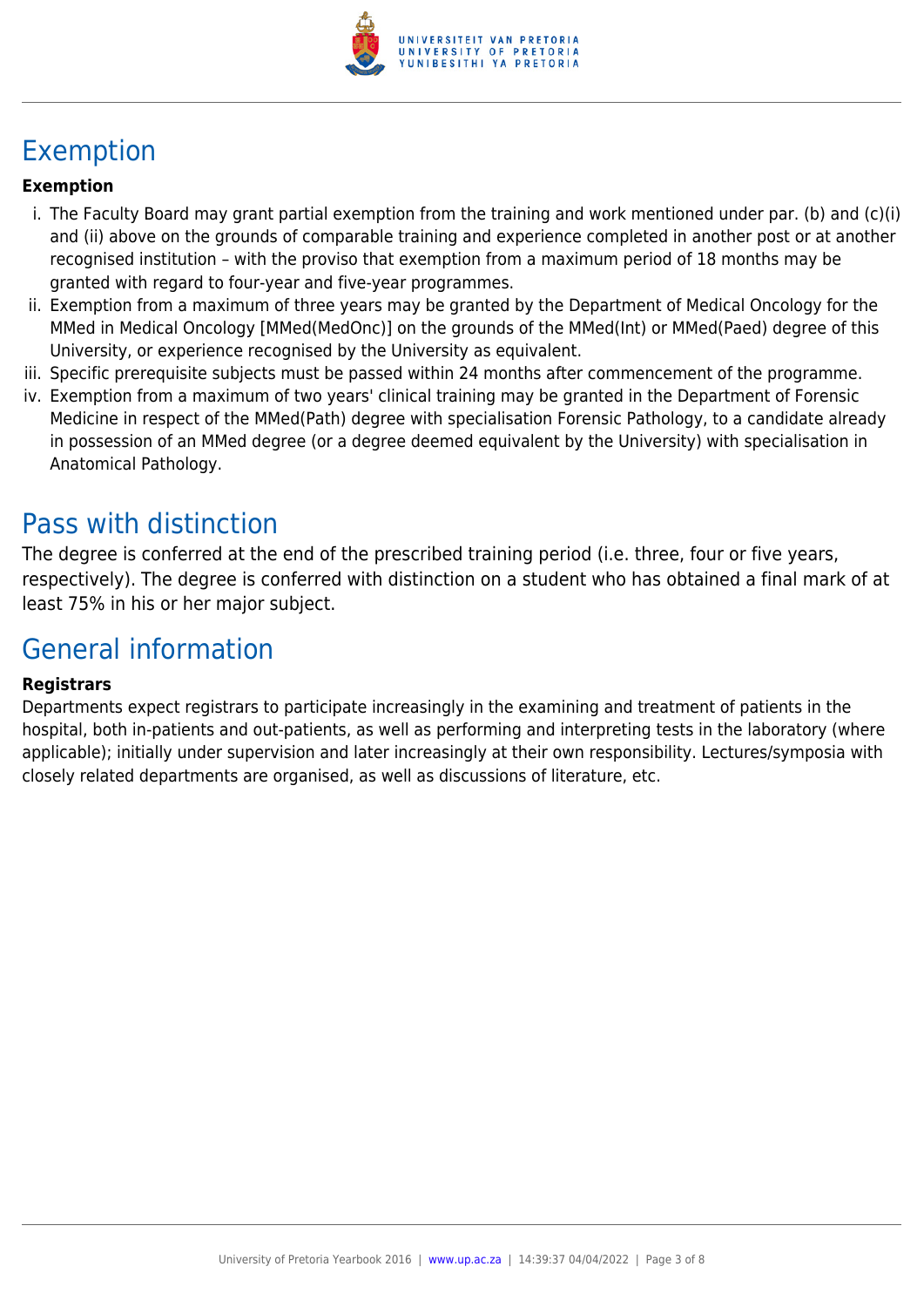# Exemption

**Exemption**

i. The Faculty Board may grant partial exemption from the training and work mentioned under par. (b) and (c)(i) and (ii) above on the grounds of comparable training and experience completed in another post or at another recognised institution – with the proviso that exemption from a maximum period of 18 months may be granted with regard to four-year and five-year programmes.
ii. Exemption from a maximum of three years may be granted by the Department of Medical Oncology for the MMed in Medical Oncology [MMed(MedOnc)] on the grounds of the MMed(Int) or MMed(Paed) degree of this University, or experience recognised by the University as equivalent.
iii. Specific prerequisite subjects must be passed within 24 months after commencement of the programme.
iv. Exemption from a maximum of two years' clinical training may be granted in the Department of Forensic Medicine in respect of the MMed(Path) degree with specialisation Forensic Pathology, to a candidate already in possession of an MMed degree (or a degree deemed equivalent by the University) with specialisation in Anatomical Pathology.

# Pass with distinction

The degree is conferred at the end of the prescribed training period (i.e. three, four or five years, respectively). The degree is conferred with distinction on a student who has obtained a final mark of at least 75% in his or her major subject.

# General information

**Registrars**

Departments expect registrars to participate increasingly in the examining and treatment of patients in the hospital, both in-patients and out-patients, as well as performing and interpreting tests in the laboratory (where applicable); initially under supervision and later increasingly at their own responsibility. Lectures/symposia with closely related departments are organised, as well as discussions of literature, etc.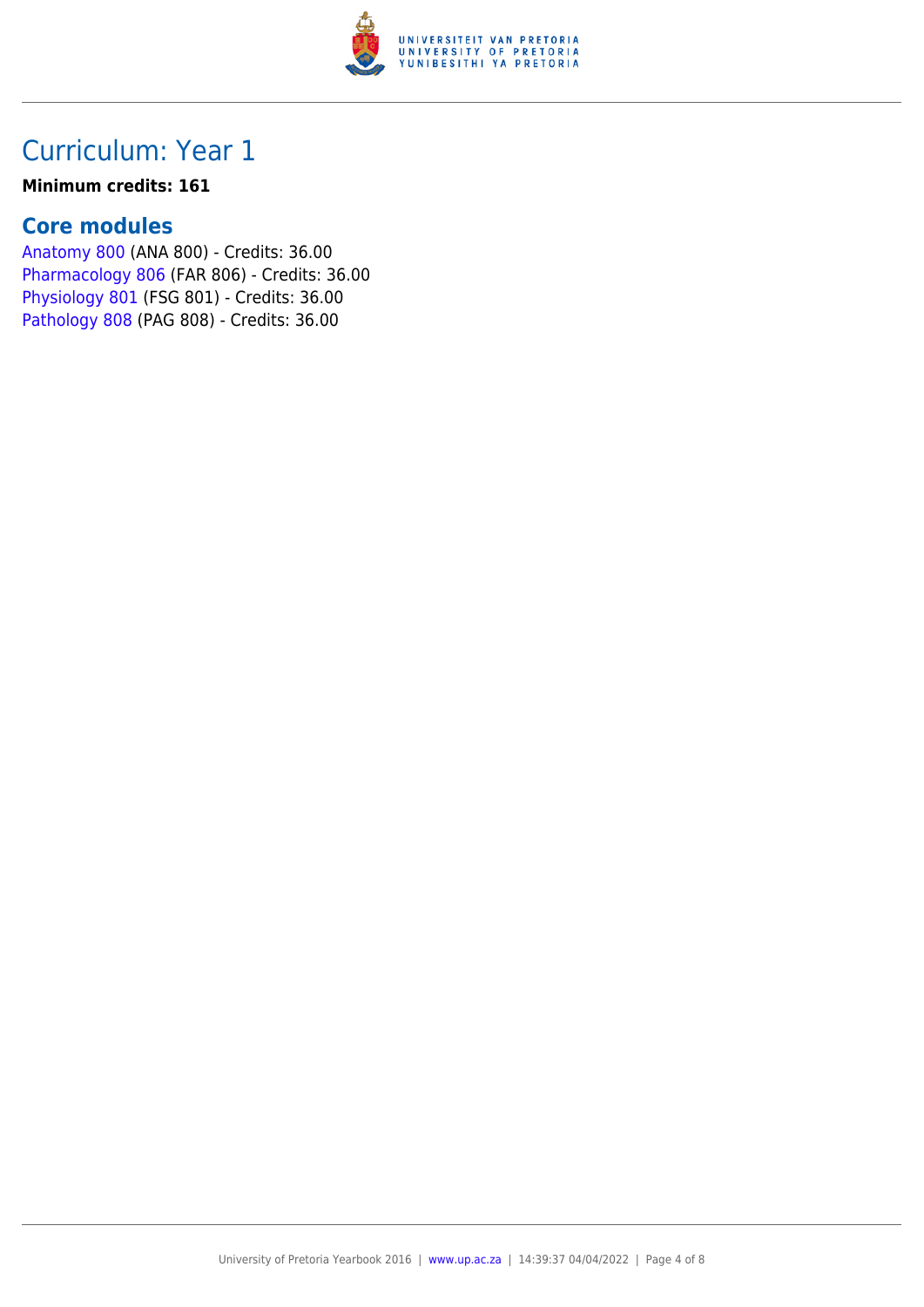# Curriculum: Year 1

**Minimum credits: 161**

## Core modules

Anatomy 800 (ANA 800) - Credits: 36.00
Pharmacology 806 (FAR 806) - Credits: 36.00
Physiology 801 (FSG 801) - Credits: 36.00
Pathology 808 (PAG 808) - Credits: 36.00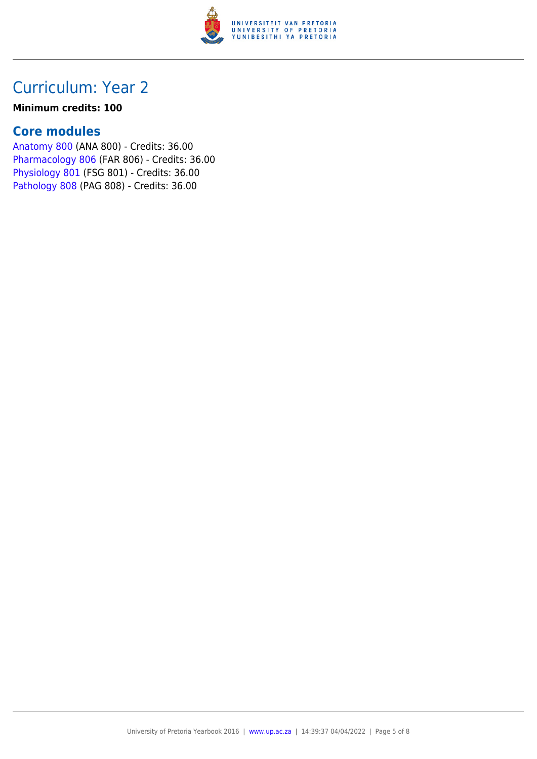# Curriculum: Year 2

**Minimum credits: 100**

## Core modules

Anatomy 800 (ANA 800) - Credits: 36.00
Pharmacology 806 (FAR 806) - Credits: 36.00
Physiology 801 (FSG 801) - Credits: 36.00
Pathology 808 (PAG 808) - Credits: 36.00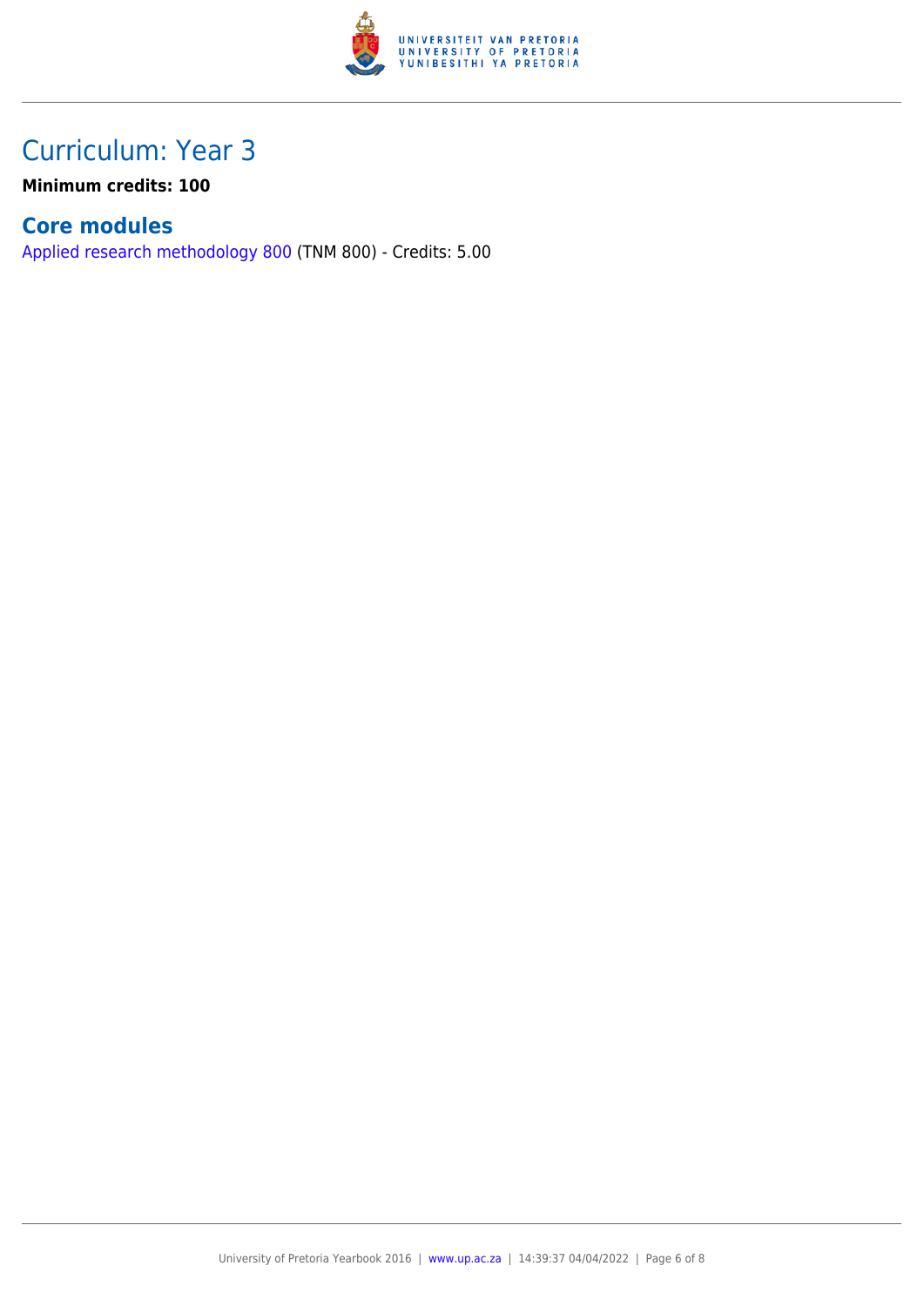# Curriculum: Year 3

**Minimum credits: 100**

## Core modules

Applied research methodology 800 (TNM 800) - Credits: 5.00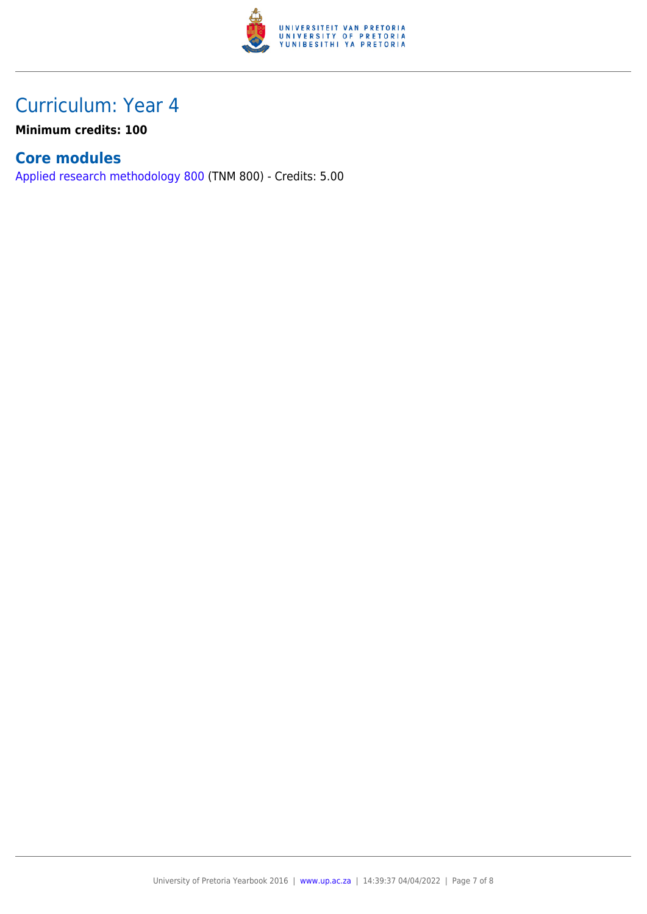# Curriculum: Year 4

**Minimum credits: 100**

## Core modules

Applied research methodology 800 (TNM 800) - Credits: 5.00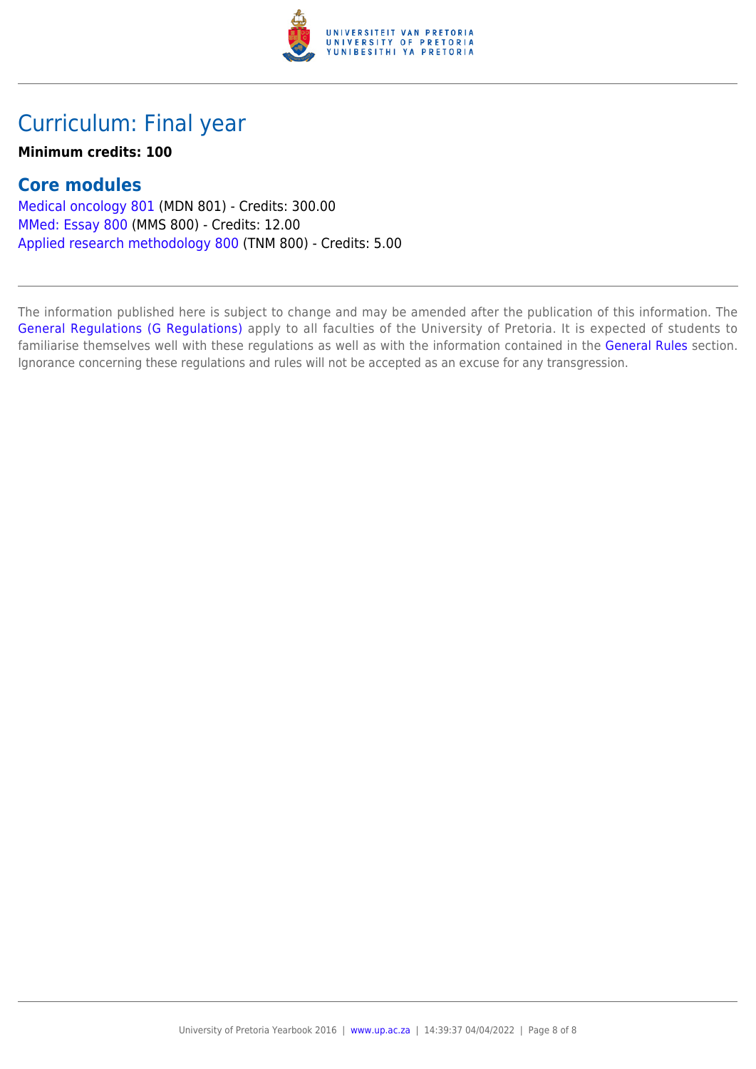# Curriculum: Final year

**Minimum credits: 100**

## Core modules

Medical oncology 801 (MDN 801) - Credits: 300.00
MMed: Essay 800 (MMS 800) - Credits: 12.00
Applied research methodology 800 (TNM 800) - Credits: 5.00

The information published here is subject to change and may be amended after the publication of this information. The General Regulations (G Regulations) apply to all faculties of the University of Pretoria. It is expected of students to familiarise themselves well with these regulations as well as with the information contained in the General Rules section. Ignorance concerning these regulations and rules will not be accepted as an excuse for any transgression.